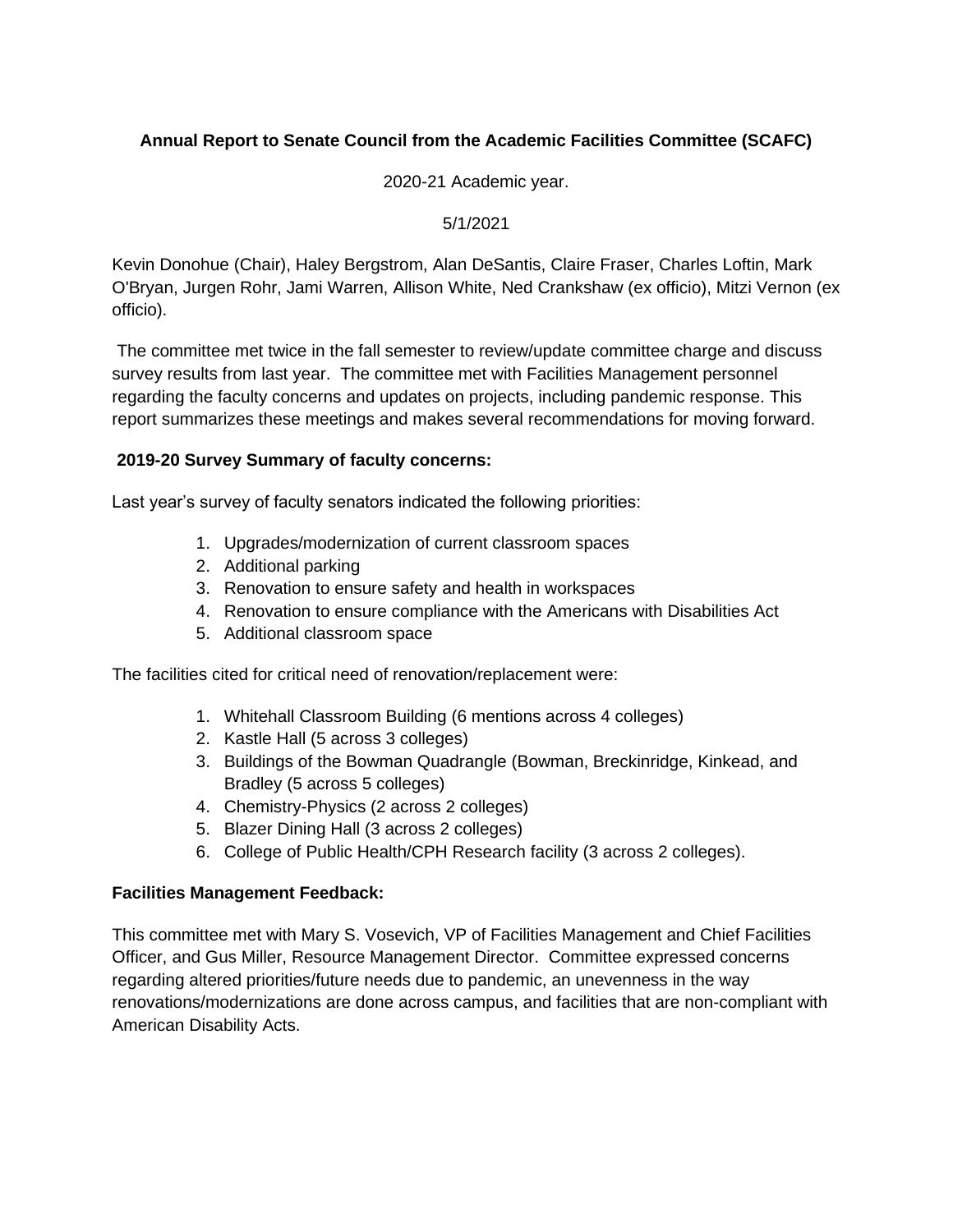**Annual Report to Senate Council from the Academic Facilities Committee (SCAFC)**

2020-21 Academic year.

5/1/2021

Kevin Donohue (Chair), Haley Bergstrom, Alan DeSantis, Claire Fraser, Charles Loftin, Mark O'Bryan, Jurgen Rohr, Jami Warren, Allison White, Ned Crankshaw (ex officio), Mitzi Vernon (ex officio).

The committee met twice in the fall semester to review/update committee charge and discuss survey results from last year. The committee met with Facilities Management personnel regarding the faculty concerns and updates on projects, including pandemic response. This report summarizes these meetings and makes several recommendations for moving forward.

**2019-20 Survey Summary of faculty concerns:**

Last year's survey of faculty senators indicated the following priorities:

1. Upgrades/modernization of current classroom spaces
2. Additional parking
3. Renovation to ensure safety and health in workspaces
4. Renovation to ensure compliance with the Americans with Disabilities Act
5. Additional classroom space

The facilities cited for critical need of renovation/replacement were:

1. Whitehall Classroom Building (6 mentions across 4 colleges)
2. Kastle Hall (5 across 3 colleges)
3. Buildings of the Bowman Quadrangle (Bowman, Breckinridge, Kinkead, and Bradley (5 across 5 colleges)
4. Chemistry-Physics (2 across 2 colleges)
5. Blazer Dining Hall (3 across 2 colleges)
6. College of Public Health/CPH Research facility (3 across 2 colleges).

**Facilities Management Feedback:**

This committee met with Mary S. Vosevich, VP of Facilities Management and Chief Facilities Officer, and Gus Miller, Resource Management Director. Committee expressed concerns regarding altered priorities/future needs due to pandemic, an unevenness in the way renovations/modernizations are done across campus, and facilities that are non-compliant with American Disability Acts.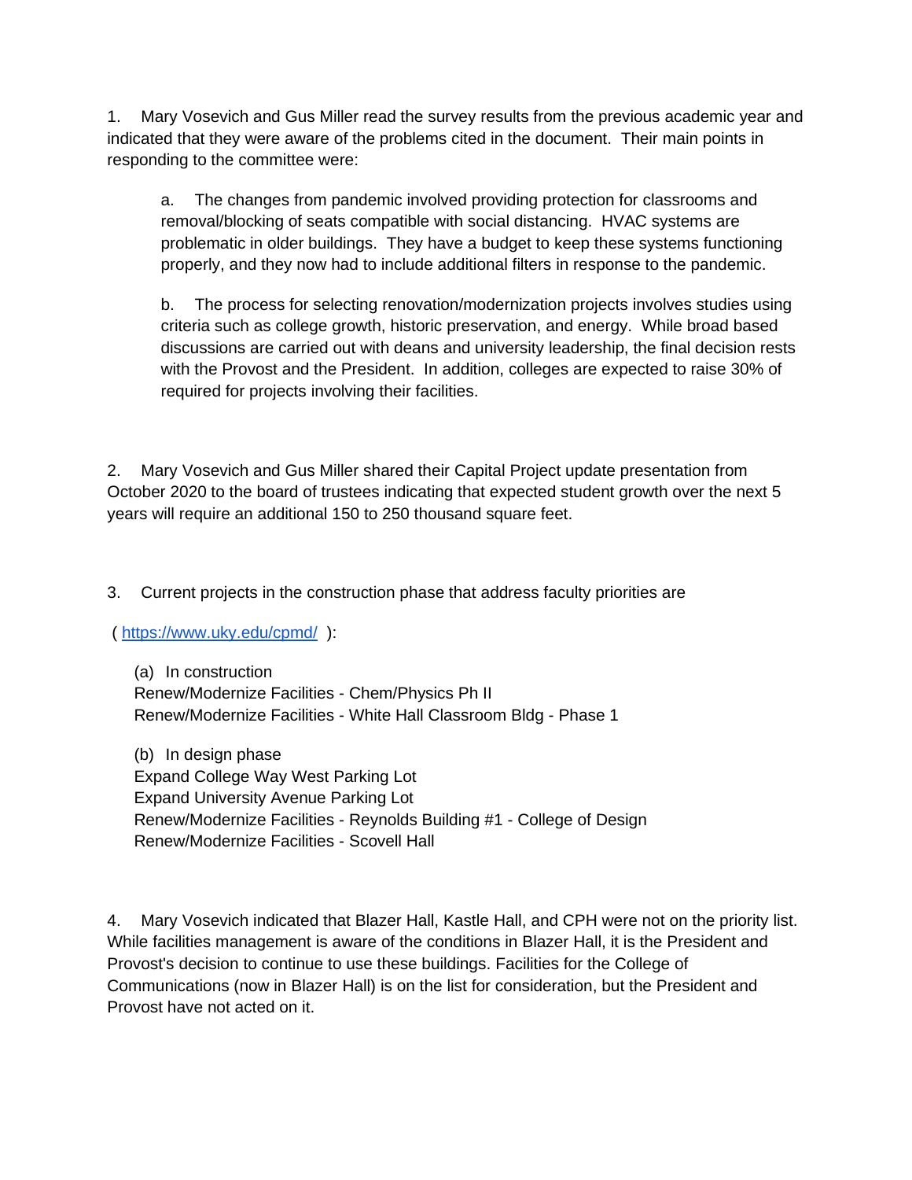1. Mary Vosevich and Gus Miller read the survey results from the previous academic year and indicated that they were aware of the problems cited in the document. Their main points in responding to the committee were:

   a. The changes from pandemic involved providing protection for classrooms and removal/blocking of seats compatible with social distancing. HVAC systems are problematic in older buildings. They have a budget to keep these systems functioning properly, and they now had to include additional filters in response to the pandemic.

   b. The process for selecting renovation/modernization projects involves studies using criteria such as college growth, historic preservation, and energy. While broad based discussions are carried out with deans and university leadership, the final decision rests with the Provost and the President. In addition, colleges are expected to raise 30% of required for projects involving their facilities.

2. Mary Vosevich and Gus Miller shared their Capital Project update presentation from October 2020 to the board of trustees indicating that expected student growth over the next 5 years will require an additional 150 to 250 thousand square feet.

3. Current projects in the construction phase that address faculty priorities are

( [https://www.uky.edu/cpmd/](https://www.uky.edu/cpmd/) ):

   (a) In construction
   Renew/Modernize Facilities - Chem/Physics Ph II
   Renew/Modernize Facilities - White Hall Classroom Bldg - Phase 1

   (b) In design phase
   Expand College Way West Parking Lot
   Expand University Avenue Parking Lot
   Renew/Modernize Facilities - Reynolds Building #1 - College of Design
   Renew/Modernize Facilities - Scovell Hall

4. Mary Vosevich indicated that Blazer Hall, Kastle Hall, and CPH were not on the priority list. While facilities management is aware of the conditions in Blazer Hall, it is the President and Provost's decision to continue to use these buildings. Facilities for the College of Communications (now in Blazer Hall) is on the list for consideration, but the President and Provost have not acted on it.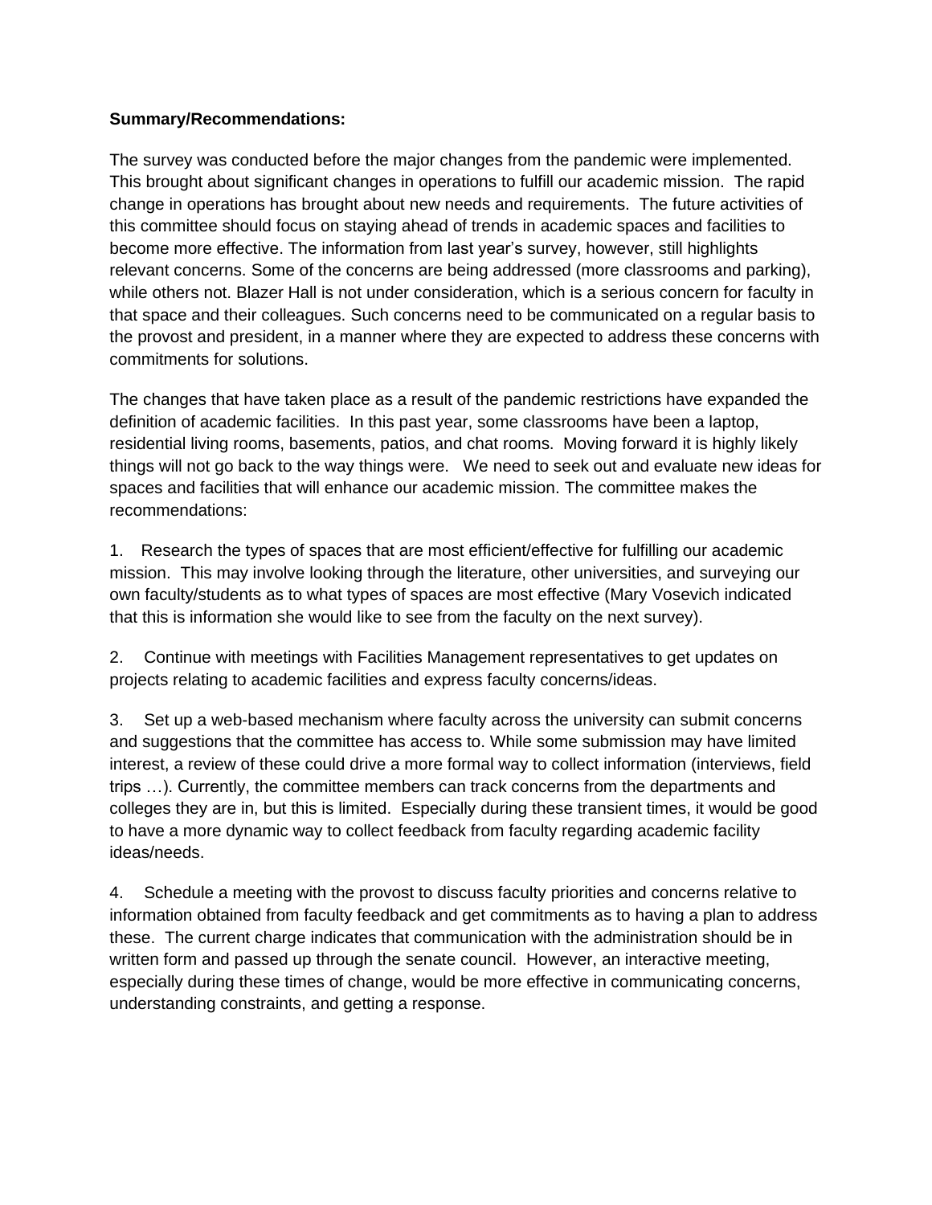**Summary/Recommendations:**

The survey was conducted before the major changes from the pandemic were implemented. This brought about significant changes in operations to fulfill our academic mission. The rapid change in operations has brought about new needs and requirements. The future activities of this committee should focus on staying ahead of trends in academic spaces and facilities to become more effective. The information from last year's survey, however, still highlights relevant concerns. Some of the concerns are being addressed (more classrooms and parking), while others not. Blazer Hall is not under consideration, which is a serious concern for faculty in that space and their colleagues. Such concerns need to be communicated on a regular basis to the provost and president, in a manner where they are expected to address these concerns with commitments for solutions.

The changes that have taken place as a result of the pandemic restrictions have expanded the definition of academic facilities. In this past year, some classrooms have been a laptop, residential living rooms, basements, patios, and chat rooms. Moving forward it is highly likely things will not go back to the way things were. We need to seek out and evaluate new ideas for spaces and facilities that will enhance our academic mission. The committee makes the recommendations:

1. Research the types of spaces that are most efficient/effective for fulfilling our academic mission. This may involve looking through the literature, other universities, and surveying our own faculty/students as to what types of spaces are most effective (Mary Vosevich indicated that this is information she would like to see from the faculty on the next survey).

2. Continue with meetings with Facilities Management representatives to get updates on projects relating to academic facilities and express faculty concerns/ideas.

3. Set up a web-based mechanism where faculty across the university can submit concerns and suggestions that the committee has access to. While some submission may have limited interest, a review of these could drive a more formal way to collect information (interviews, field trips …). Currently, the committee members can track concerns from the departments and colleges they are in, but this is limited. Especially during these transient times, it would be good to have a more dynamic way to collect feedback from faculty regarding academic facility ideas/needs.

4. Schedule a meeting with the provost to discuss faculty priorities and concerns relative to information obtained from faculty feedback and get commitments as to having a plan to address these. The current charge indicates that communication with the administration should be in written form and passed up through the senate council. However, an interactive meeting, especially during these times of change, would be more effective in communicating concerns, understanding constraints, and getting a response.